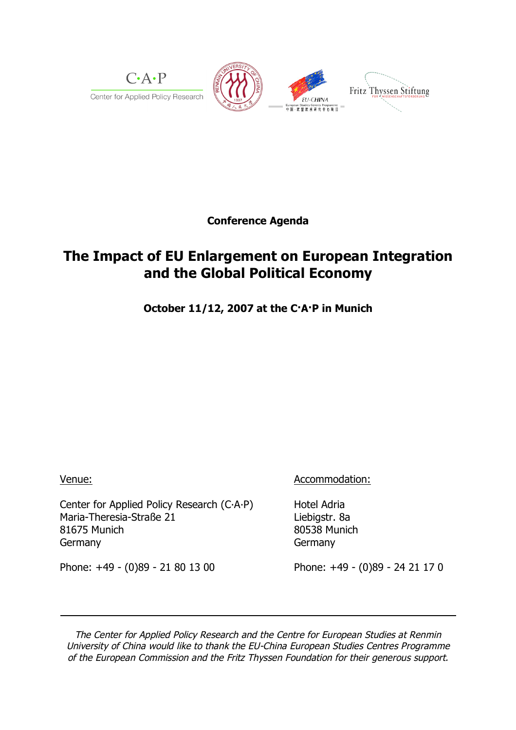**Conference Agenda**

# The Impact of EU Enlargement on European Integration and the Global Political Economy

**October 11/12, 2007 at the C·A·P in Munich**

Venue:

Center for Applied Policy Research (C·A·P)
Maria-Theresia-Straße 21
81675 Munich
Germany

Phone: +49 - (0)89 - 21 80 13 00

Accommodation:

Hotel Adria
Liebigstr. 8a
80538 Munich
Germany

Phone: +49 - (0)89 - 24 21 17 0

---

*The Center for Applied Policy Research and the Centre for European Studies at Renmin University of China would like to thank the EU-China European Studies Centres Programme of the European Commission and the Fritz Thyssen Foundation for their generous support.*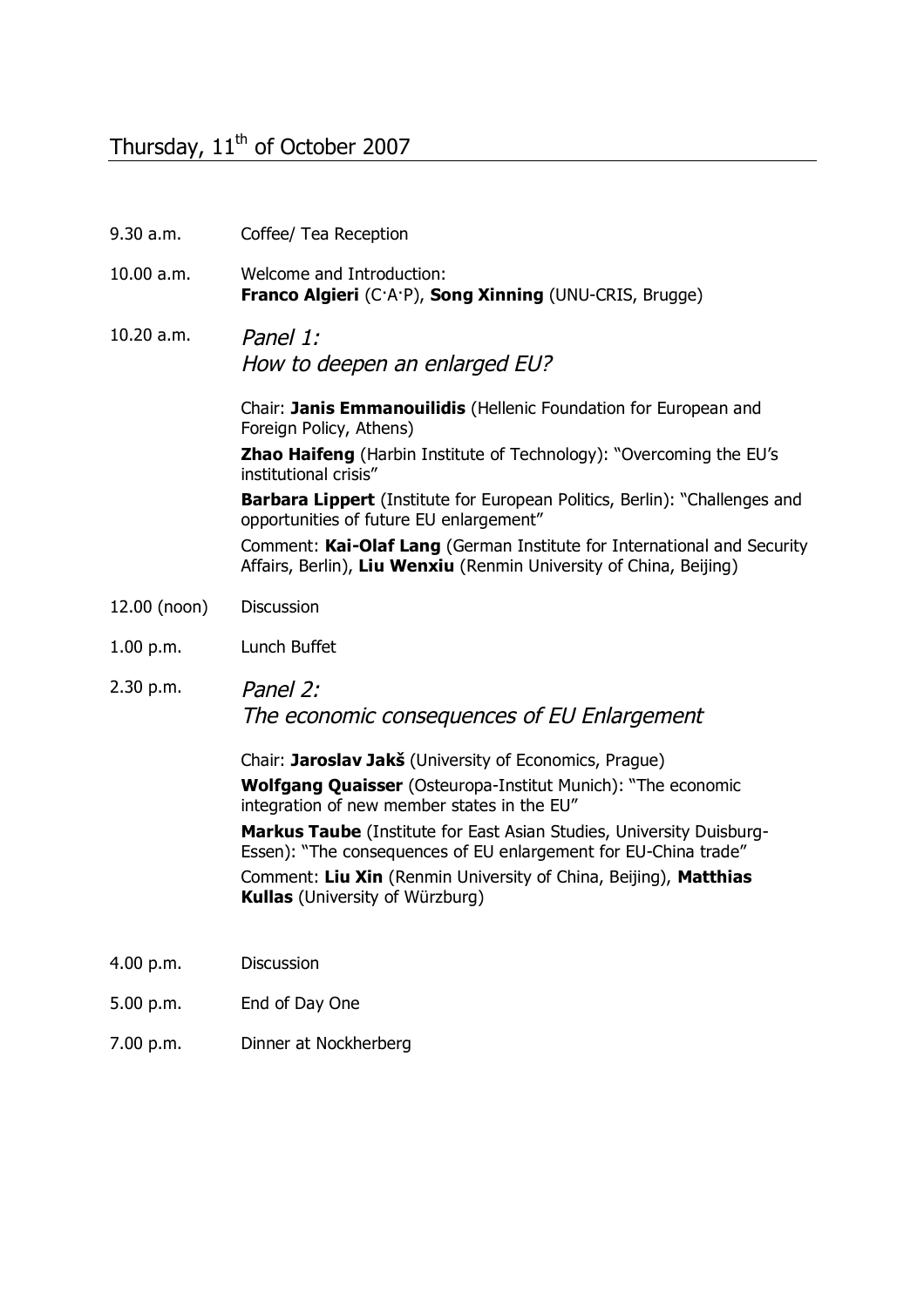# Thursday, 11th of October 2007

| | |
|---|---|
| 9.30 a.m. | Coffee/ Tea Reception |
| 10.00 a.m. | Welcome and Introduction: **Franco Algieri** (C·A·P), **Song Xinning** (UNU-CRIS, Brugge) |
| 10.20 a.m. | *Panel 1: How to deepen an enlarged EU?* |
| | Chair: **Janis Emmanouilidis** (Hellenic Foundation for European and Foreign Policy, Athens) |
| | **Zhao Haifeng** (Harbin Institute of Technology): "Overcoming the EU's institutional crisis" |
| | **Barbara Lippert** (Institute for European Politics, Berlin): "Challenges and opportunities of future EU enlargement" |
| | Comment: **Kai-Olaf Lang** (German Institute for International and Security Affairs, Berlin), **Liu Wenxiu** (Renmin University of China, Beijing) |
| 12.00 (noon) | Discussion |
| 1.00 p.m. | Lunch Buffet |
| 2.30 p.m. | *Panel 2: The economic consequences of EU Enlargement* |
| | Chair: **Jaroslav Jakš** (University of Economics, Prague) |
| | **Wolfgang Quaisser** (Osteuropa-Institut Munich): "The economic integration of new member states in the EU" |
| | **Markus Taube** (Institute for East Asian Studies, University Duisburg-Essen): "The consequences of EU enlargement for EU-China trade" |
| | Comment: **Liu Xin** (Renmin University of China, Beijing), **Matthias Kullas** (University of Würzburg) |
| 4.00 p.m. | Discussion |
| 5.00 p.m. | End of Day One |
| 7.00 p.m. | Dinner at Nockherberg |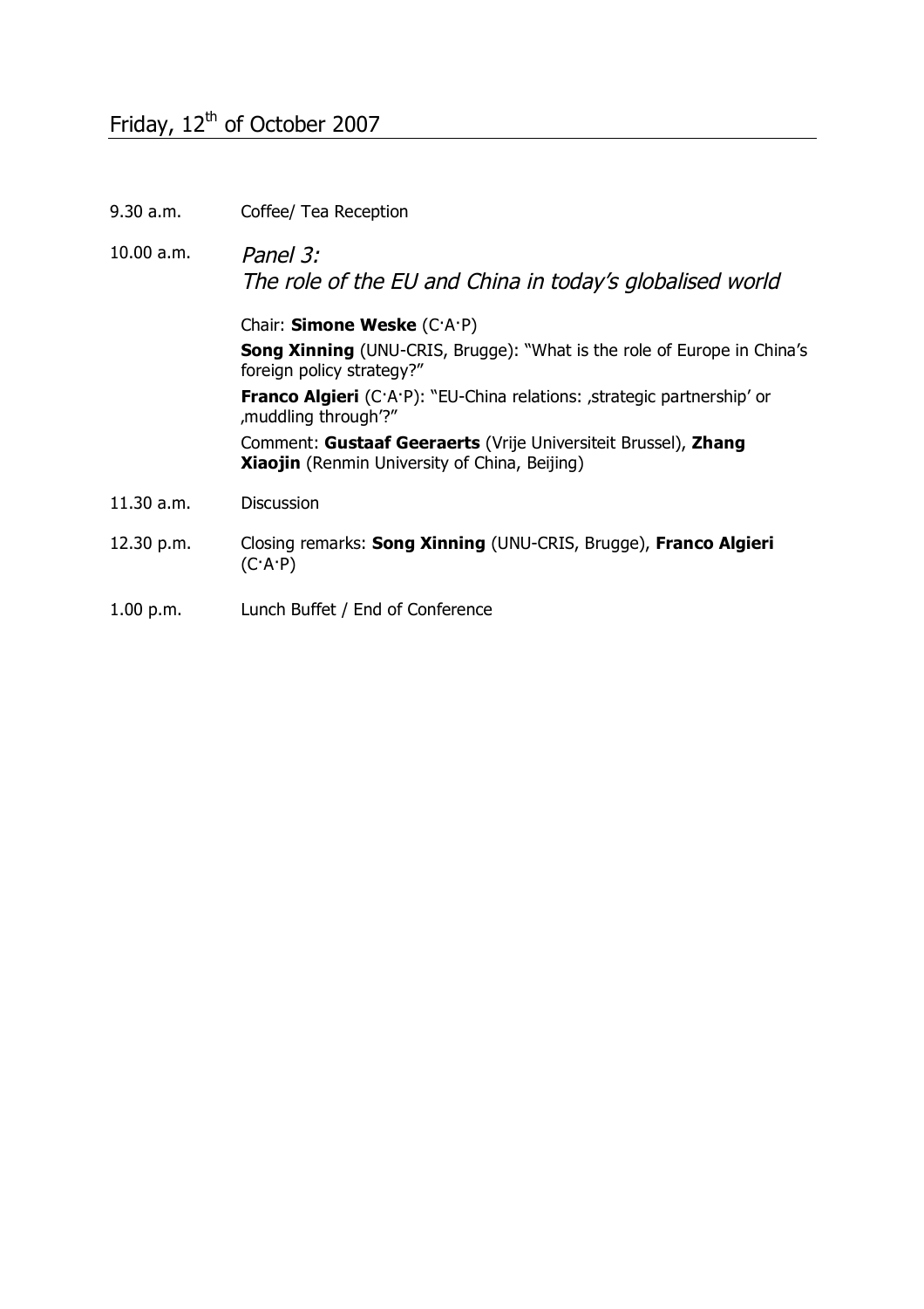## Friday, 12th of October 2007

9.30 a.m. Coffee/ Tea Reception

10.00 a.m. *Panel 3:*
*The role of the EU and China in today's globalised world*

Chair: **Simone Weske** (C·A·P)

**Song Xinning** (UNU-CRIS, Brugge): "What is the role of Europe in China's foreign policy strategy?"

**Franco Algieri** (C·A·P): "EU-China relations: ‚strategic partnership' or ‚muddling through'?"

Comment: **Gustaaf Geeraerts** (Vrije Universiteit Brussel), **Zhang Xiaojin** (Renmin University of China, Beijing)

11.30 a.m. Discussion

12.30 p.m. Closing remarks: **Song Xinning** (UNU-CRIS, Brugge), **Franco Algieri** (C·A·P)

1.00 p.m. Lunch Buffet / End of Conference